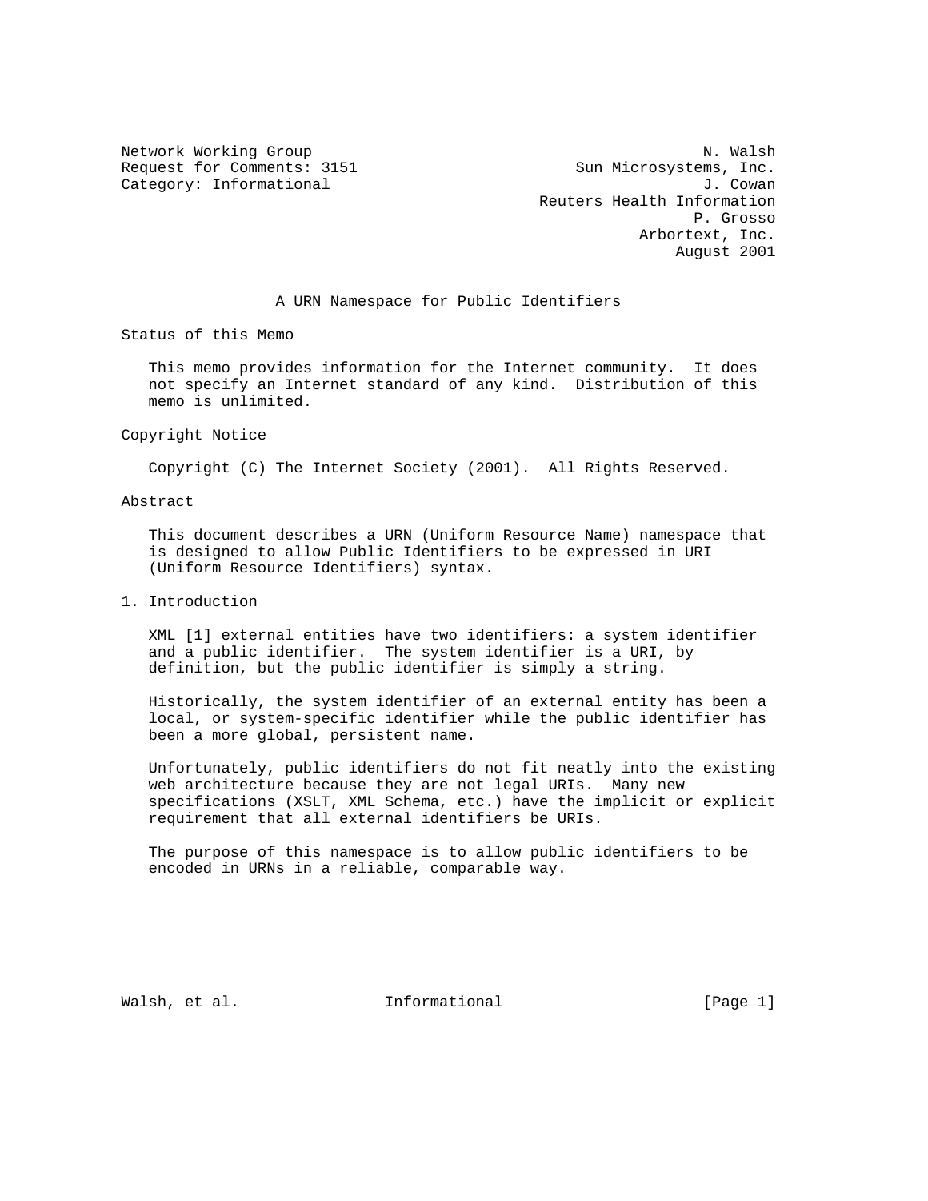Network Working Group N. Walsh
Request for Comments: 3151 Sun Microsystems, Inc.
Category: Informational J. Cowan
Reuters Health Information
P. Grosso
Arbortext, Inc.
August 2001

# A URN Namespace for Public Identifiers

## Status of this Memo

This memo provides information for the Internet community. It does not specify an Internet standard of any kind. Distribution of this memo is unlimited.

## Copyright Notice

Copyright (C) The Internet Society (2001). All Rights Reserved.

## Abstract

This document describes a URN (Uniform Resource Name) namespace that is designed to allow Public Identifiers to be expressed in URI (Uniform Resource Identifiers) syntax.

## 1. Introduction

XML [1] external entities have two identifiers: a system identifier and a public identifier. The system identifier is a URI, by definition, but the public identifier is simply a string.

Historically, the system identifier of an external entity has been a local, or system-specific identifier while the public identifier has been a more global, persistent name.

Unfortunately, public identifiers do not fit neatly into the existing web architecture because they are not legal URIs. Many new specifications (XSLT, XML Schema, etc.) have the implicit or explicit requirement that all external identifiers be URIs.

The purpose of this namespace is to allow public identifiers to be encoded in URNs in a reliable, comparable way.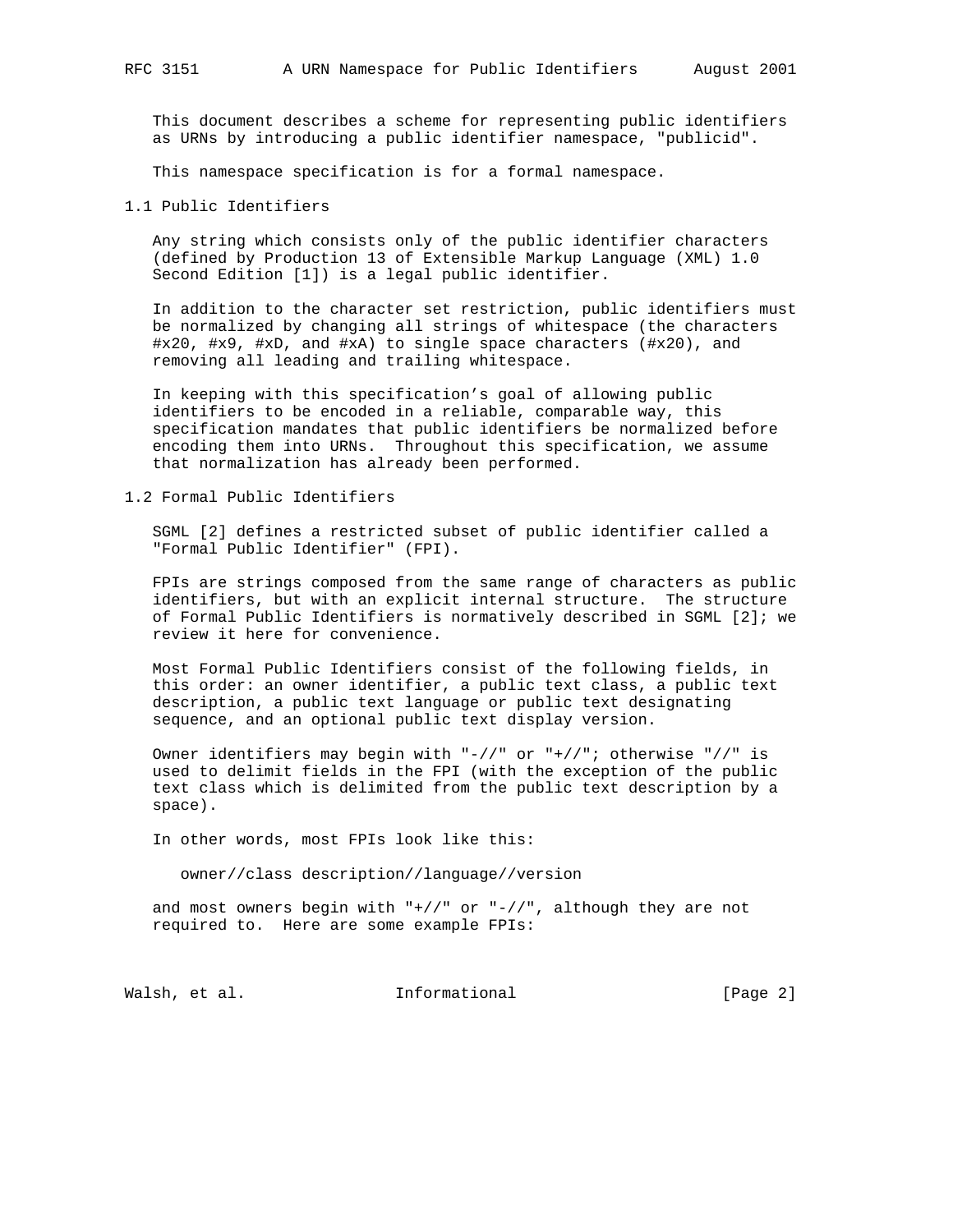This document describes a scheme for representing public identifiers as URNs by introducing a public identifier namespace, "publicid".

This namespace specification is for a formal namespace.

## 1.1 Public Identifiers

Any string which consists only of the public identifier characters (defined by Production 13 of Extensible Markup Language (XML) 1.0 Second Edition [1]) is a legal public identifier.

In addition to the character set restriction, public identifiers must be normalized by changing all strings of whitespace (the characters #x20, #x9, #xD, and #xA) to single space characters (#x20), and removing all leading and trailing whitespace.

In keeping with this specification's goal of allowing public identifiers to be encoded in a reliable, comparable way, this specification mandates that public identifiers be normalized before encoding them into URNs. Throughout this specification, we assume that normalization has already been performed.

## 1.2 Formal Public Identifiers

SGML [2] defines a restricted subset of public identifier called a "Formal Public Identifier" (FPI).

FPIs are strings composed from the same range of characters as public identifiers, but with an explicit internal structure. The structure of Formal Public Identifiers is normatively described in SGML [2]; we review it here for convenience.

Most Formal Public Identifiers consist of the following fields, in this order: an owner identifier, a public text class, a public text description, a public text language or public text designating sequence, and an optional public text display version.

Owner identifiers may begin with "-//" or "+//"; otherwise "//" is used to delimit fields in the FPI (with the exception of the public text class which is delimited from the public text description by a space).

In other words, most FPIs look like this:

```
owner//class description//language//version
```

and most owners begin with "+//" or "-//", although they are not required to. Here are some example FPIs: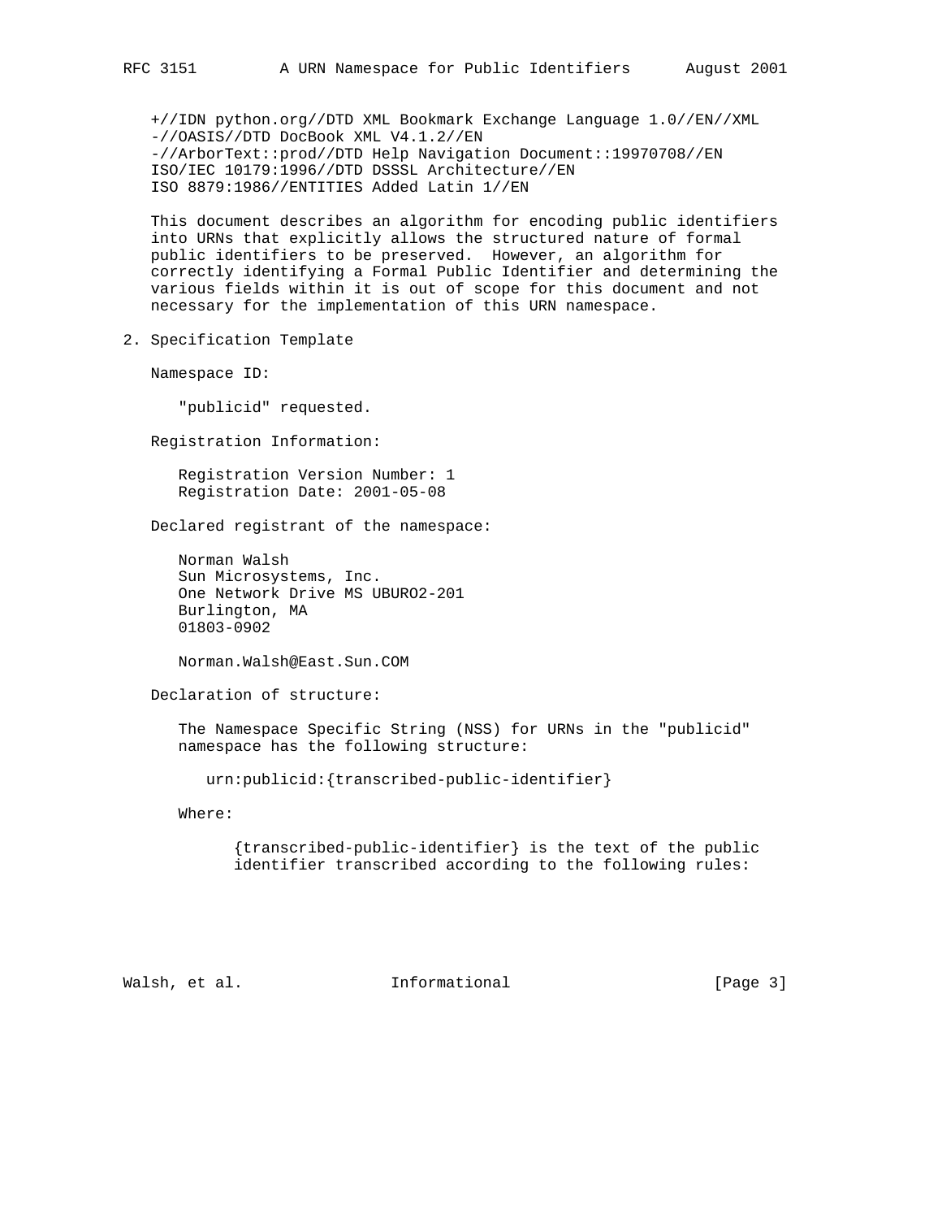```
+//IDN python.org//DTD XML Bookmark Exchange Language 1.0//EN//XML
-//OASIS//DTD DocBook XML V4.1.2//EN
-//ArborText::prod//DTD Help Navigation Document::19970708//EN
ISO/IEC 10179:1996//DTD DSSSL Architecture//EN
ISO 8879:1986//ENTITIES Added Latin 1//EN
```

This document describes an algorithm for encoding public identifiers into URNs that explicitly allows the structured nature of formal public identifiers to be preserved. However, an algorithm for correctly identifying a Formal Public Identifier and determining the various fields within it is out of scope for this document and not necessary for the implementation of this URN namespace.

## 2. Specification Template

Namespace ID:

"publicid" requested.

Registration Information:

Registration Version Number: 1
Registration Date: 2001-05-08

Declared registrant of the namespace:

Norman Walsh
Sun Microsystems, Inc.
One Network Drive MS UBUR02-201
Burlington, MA
01803-0902

Norman.Walsh@East.Sun.COM

Declaration of structure:

The Namespace Specific String (NSS) for URNs in the "publicid" namespace has the following structure:

```
urn:publicid:{transcribed-public-identifier}
```

Where:

{transcribed-public-identifier} is the text of the public identifier transcribed according to the following rules: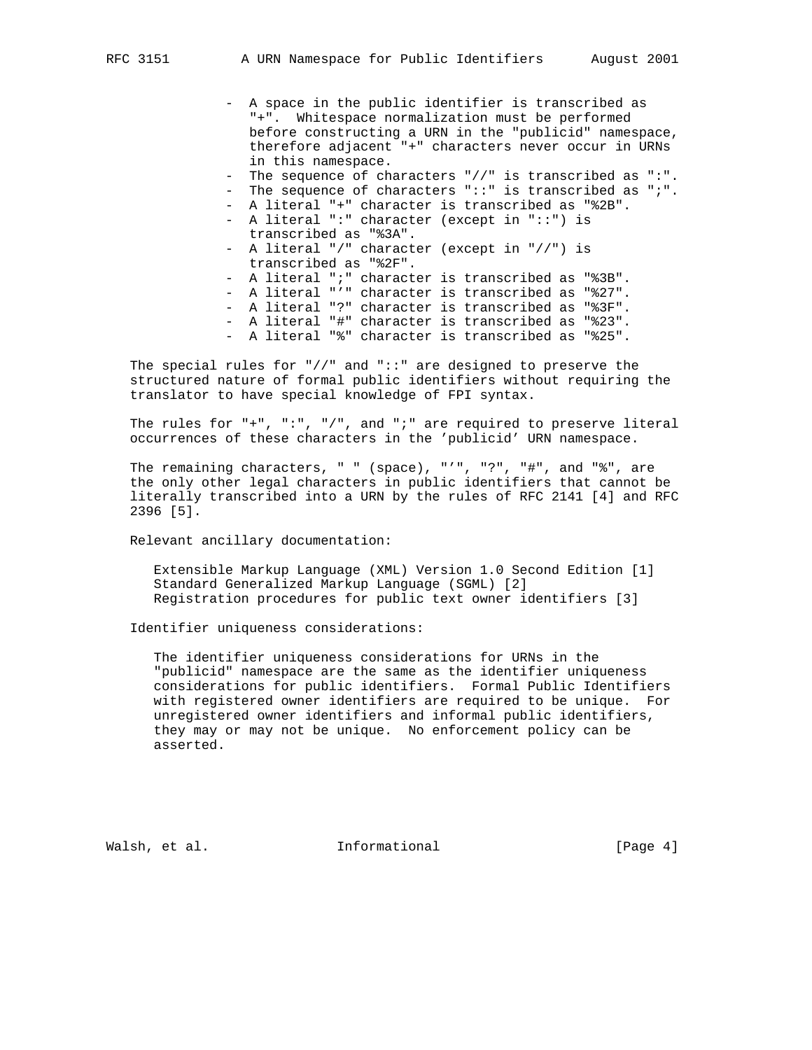- A space in the public identifier is transcribed as "+". Whitespace normalization must be performed before constructing a URN in the "publicid" namespace, therefore adjacent "+" characters never occur in URNs in this namespace.
- The sequence of characters "//" is transcribed as ":".
- The sequence of characters "::" is transcribed as ";".
- A literal "+" character is transcribed as "%2B".
- A literal ":" character (except in "::") is transcribed as "%3A".
- A literal "/" character (except in "//") is transcribed as "%2F".
- A literal ";" character is transcribed as "%3B".
- A literal "'" character is transcribed as "%27".
- A literal "?" character is transcribed as "%3F".
- A literal "#" character is transcribed as "%23".
- A literal "%" character is transcribed as "%25".

The special rules for "//" and "::" are designed to preserve the structured nature of formal public identifiers without requiring the translator to have special knowledge of FPI syntax.

The rules for "+", ":", "/", and ";" are required to preserve literal occurrences of these characters in the 'publicid' URN namespace.

The remaining characters, " " (space), "'", "?", "#", and "%", are the only other legal characters in public identifiers that cannot be literally transcribed into a URN by the rules of RFC 2141 [4] and RFC 2396 [5].

Relevant ancillary documentation:

Extensible Markup Language (XML) Version 1.0 Second Edition [1]
Standard Generalized Markup Language (SGML) [2]
Registration procedures for public text owner identifiers [3]

Identifier uniqueness considerations:

The identifier uniqueness considerations for URNs in the "publicid" namespace are the same as the identifier uniqueness considerations for public identifiers. Formal Public Identifiers with registered owner identifiers are required to be unique. For unregistered owner identifiers and informal public identifiers, they may or may not be unique. No enforcement policy can be asserted.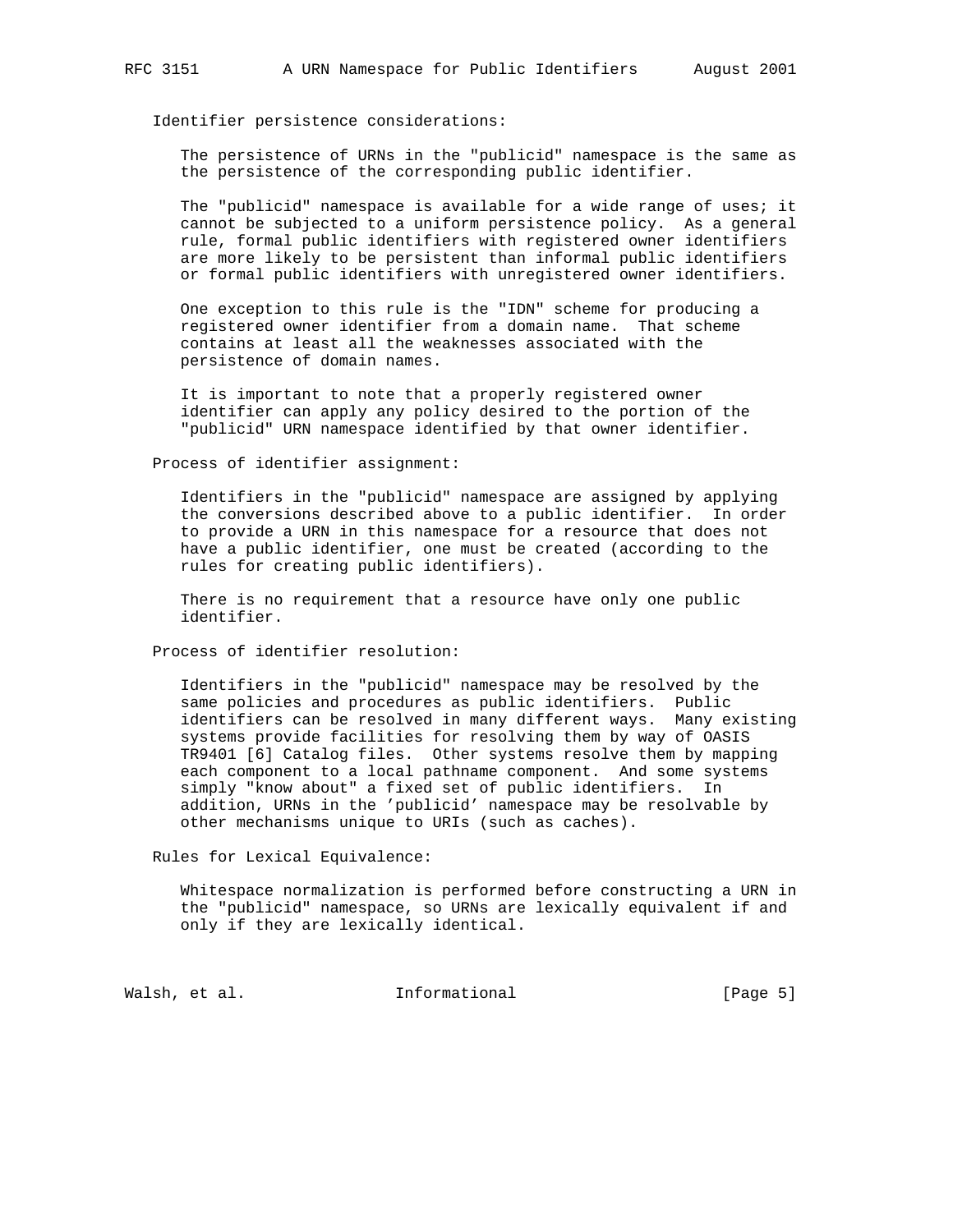Identifier persistence considerations:

The persistence of URNs in the "publicid" namespace is the same as the persistence of the corresponding public identifier.

The "publicid" namespace is available for a wide range of uses; it cannot be subjected to a uniform persistence policy. As a general rule, formal public identifiers with registered owner identifiers are more likely to be persistent than informal public identifiers or formal public identifiers with unregistered owner identifiers.

One exception to this rule is the "IDN" scheme for producing a registered owner identifier from a domain name. That scheme contains at least all the weaknesses associated with the persistence of domain names.

It is important to note that a properly registered owner identifier can apply any policy desired to the portion of the "publicid" URN namespace identified by that owner identifier.

Process of identifier assignment:

Identifiers in the "publicid" namespace are assigned by applying the conversions described above to a public identifier. In order to provide a URN in this namespace for a resource that does not have a public identifier, one must be created (according to the rules for creating public identifiers).

There is no requirement that a resource have only one public identifier.

Process of identifier resolution:

Identifiers in the "publicid" namespace may be resolved by the same policies and procedures as public identifiers. Public identifiers can be resolved in many different ways. Many existing systems provide facilities for resolving them by way of OASIS TR9401 [6] Catalog files. Other systems resolve them by mapping each component to a local pathname component. And some systems simply "know about" a fixed set of public identifiers. In addition, URNs in the 'publicid' namespace may be resolvable by other mechanisms unique to URIs (such as caches).

Rules for Lexical Equivalence:

Whitespace normalization is performed before constructing a URN in the "publicid" namespace, so URNs are lexically equivalent if and only if they are lexically identical.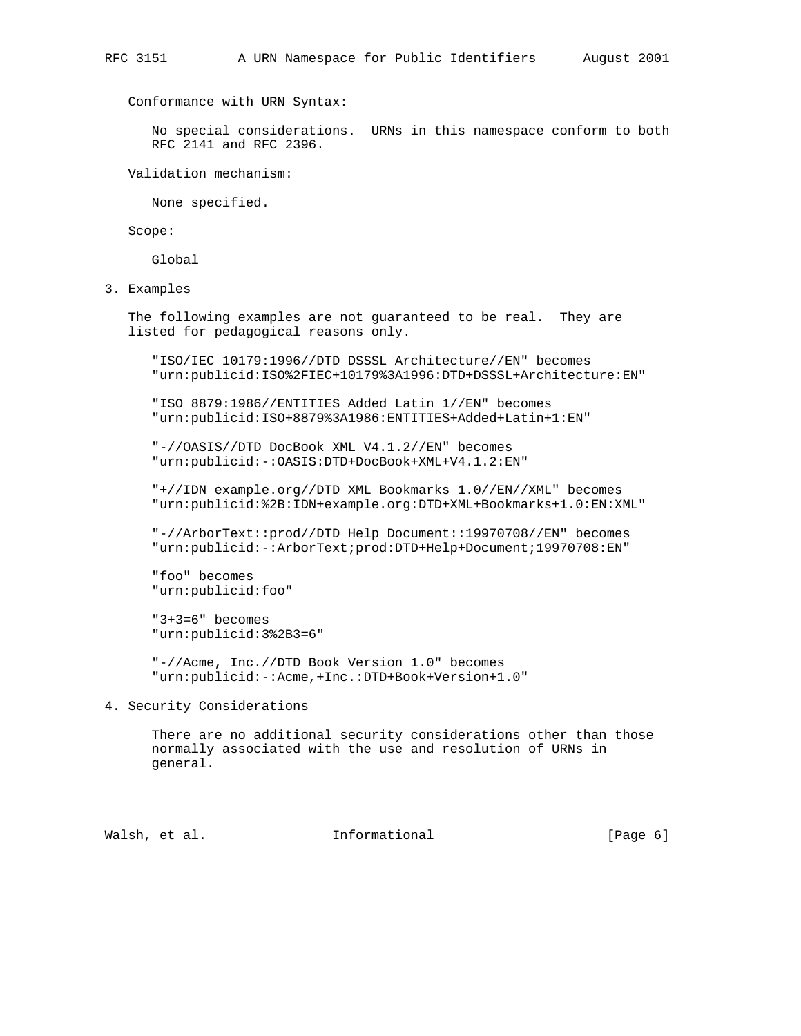Conformance with URN Syntax:

No special considerations. URNs in this namespace conform to both RFC 2141 and RFC 2396.

Validation mechanism:

None specified.

Scope:

Global

## 3. Examples

The following examples are not guaranteed to be real. They are listed for pedagogical reasons only.

```
"ISO/IEC 10179:1996//DTD DSSSL Architecture//EN" becomes
"urn:publicid:ISO%2FIEC+10179%3A1996:DTD+DSSSL+Architecture:EN"

"ISO 8879:1986//ENTITIES Added Latin 1//EN" becomes
"urn:publicid:ISO+8879%3A1986:ENTITIES+Added+Latin+1:EN"

"-//OASIS//DTD DocBook XML V4.1.2//EN" becomes
"urn:publicid:-:OASIS:DTD+DocBook+XML+V4.1.2:EN"

"+//IDN example.org//DTD XML Bookmarks 1.0//EN//XML" becomes
"urn:publicid:%2B:IDN+example.org:DTD+XML+Bookmarks+1.0:EN:XML"

"-//ArborText::prod//DTD Help Document::19970708//EN" becomes
"urn:publicid:-:ArborText;prod:DTD+Help+Document;19970708:EN"

"foo" becomes
"urn:publicid:foo"

"3+3=6" becomes
"urn:publicid:3%2B3=6"

"-//Acme, Inc.//DTD Book Version 1.0" becomes
"urn:publicid:-:Acme,+Inc.:DTD+Book+Version+1.0"
```

## 4. Security Considerations

There are no additional security considerations other than those normally associated with the use and resolution of URNs in general.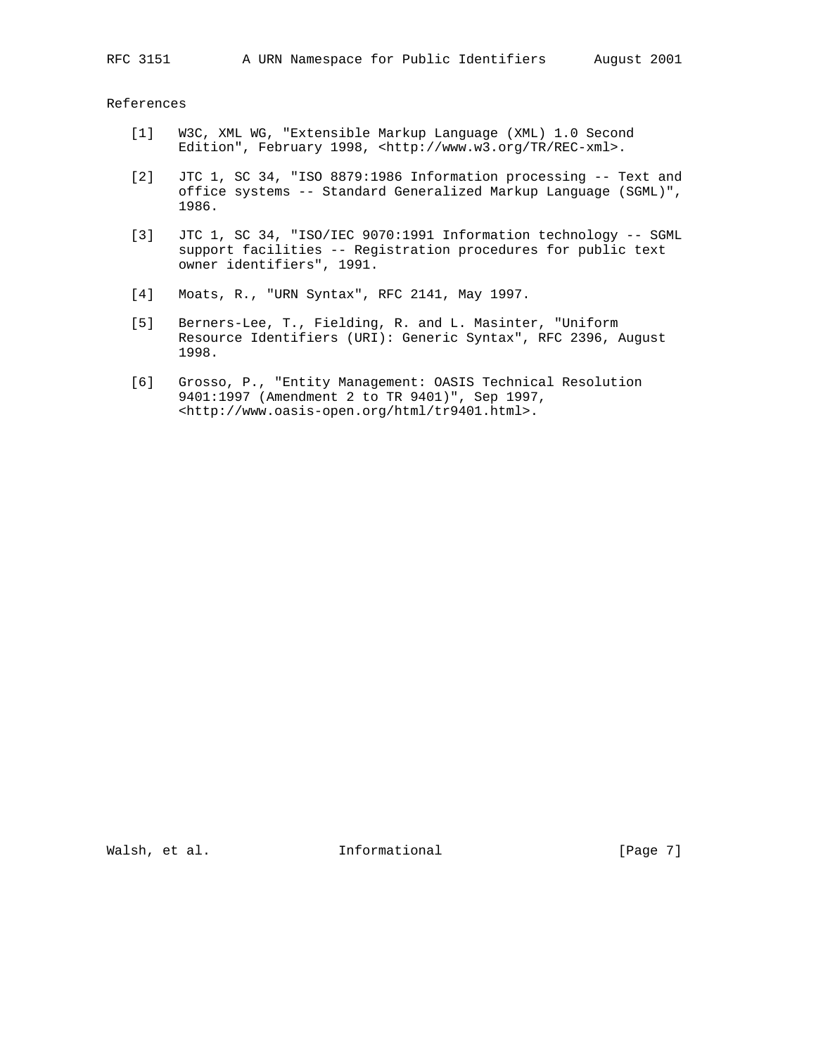## References

[1] W3C, XML WG, "Extensible Markup Language (XML) 1.0 Second Edition", February 1998, <http://www.w3.org/TR/REC-xml>.

[2] JTC 1, SC 34, "ISO 8879:1986 Information processing -- Text and office systems -- Standard Generalized Markup Language (SGML)", 1986.

[3] JTC 1, SC 34, "ISO/IEC 9070:1991 Information technology -- SGML support facilities -- Registration procedures for public text owner identifiers", 1991.

[4] Moats, R., "URN Syntax", RFC 2141, May 1997.

[5] Berners-Lee, T., Fielding, R. and L. Masinter, "Uniform Resource Identifiers (URI): Generic Syntax", RFC 2396, August 1998.

[6] Grosso, P., "Entity Management: OASIS Technical Resolution 9401:1997 (Amendment 2 to TR 9401)", Sep 1997, <http://www.oasis-open.org/html/tr9401.html>.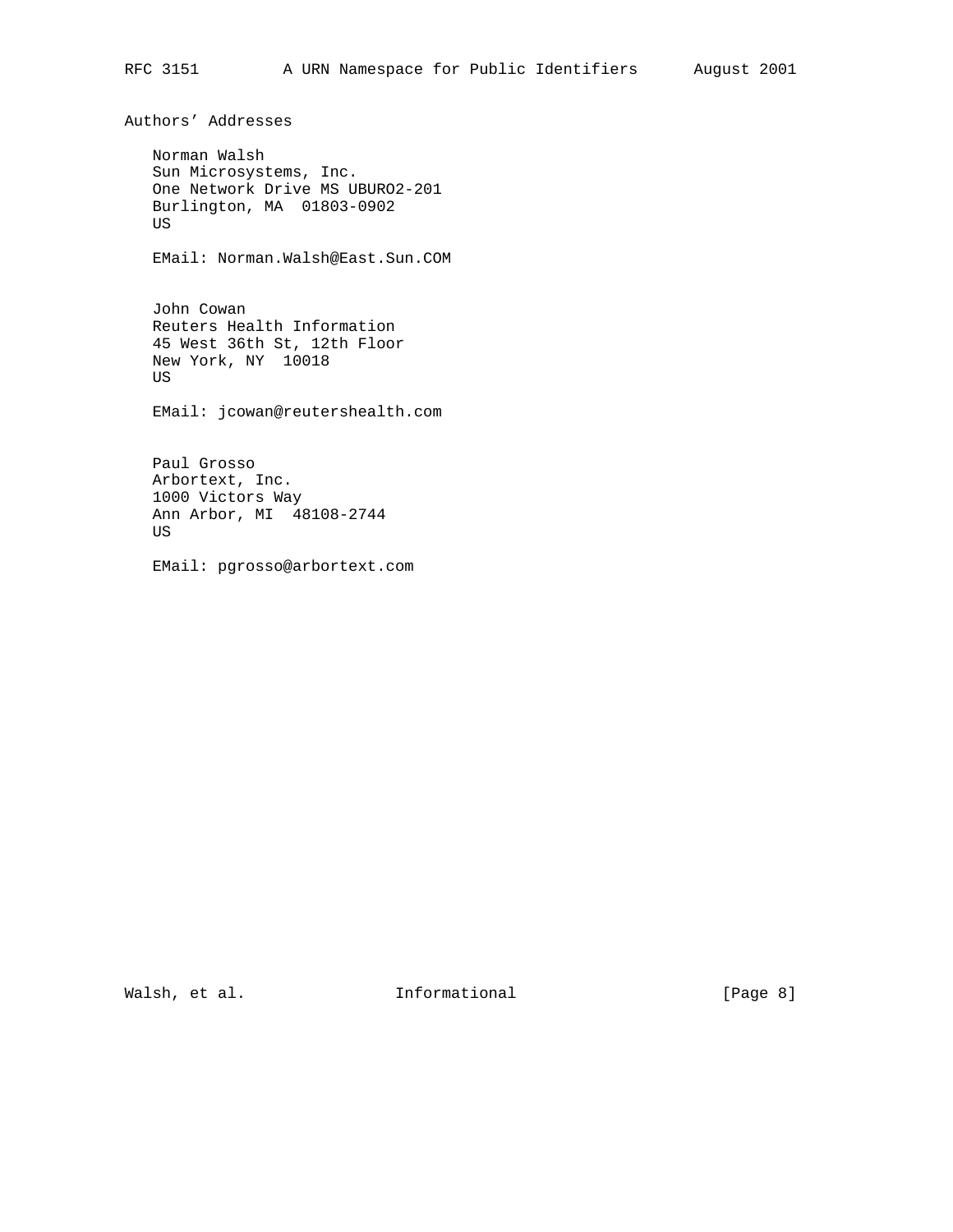## Authors' Addresses

Norman Walsh
Sun Microsystems, Inc.
One Network Drive MS UBUR02-201
Burlington, MA  01803-0902
US

EMail: Norman.Walsh@East.Sun.COM

John Cowan
Reuters Health Information
45 West 36th St, 12th Floor
New York, NY  10018
US

EMail: jcowan@reutershealth.com

Paul Grosso
Arbortext, Inc.
1000 Victors Way
Ann Arbor, MI  48108-2744
US

EMail: pgrosso@arbortext.com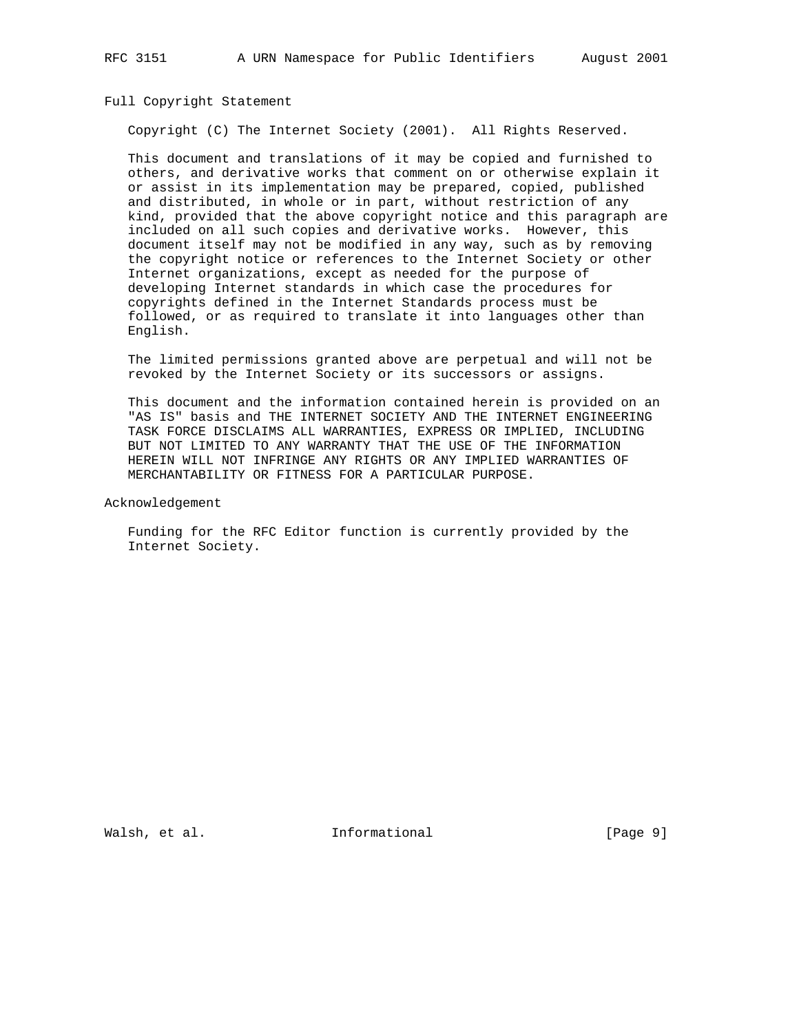## Full Copyright Statement

Copyright (C) The Internet Society (2001). All Rights Reserved.

This document and translations of it may be copied and furnished to others, and derivative works that comment on or otherwise explain it or assist in its implementation may be prepared, copied, published and distributed, in whole or in part, without restriction of any kind, provided that the above copyright notice and this paragraph are included on all such copies and derivative works. However, this document itself may not be modified in any way, such as by removing the copyright notice or references to the Internet Society or other Internet organizations, except as needed for the purpose of developing Internet standards in which case the procedures for copyrights defined in the Internet Standards process must be followed, or as required to translate it into languages other than English.

The limited permissions granted above are perpetual and will not be revoked by the Internet Society or its successors or assigns.

This document and the information contained herein is provided on an "AS IS" basis and THE INTERNET SOCIETY AND THE INTERNET ENGINEERING TASK FORCE DISCLAIMS ALL WARRANTIES, EXPRESS OR IMPLIED, INCLUDING BUT NOT LIMITED TO ANY WARRANTY THAT THE USE OF THE INFORMATION HEREIN WILL NOT INFRINGE ANY RIGHTS OR ANY IMPLIED WARRANTIES OF MERCHANTABILITY OR FITNESS FOR A PARTICULAR PURPOSE.

## Acknowledgement

Funding for the RFC Editor function is currently provided by the Internet Society.